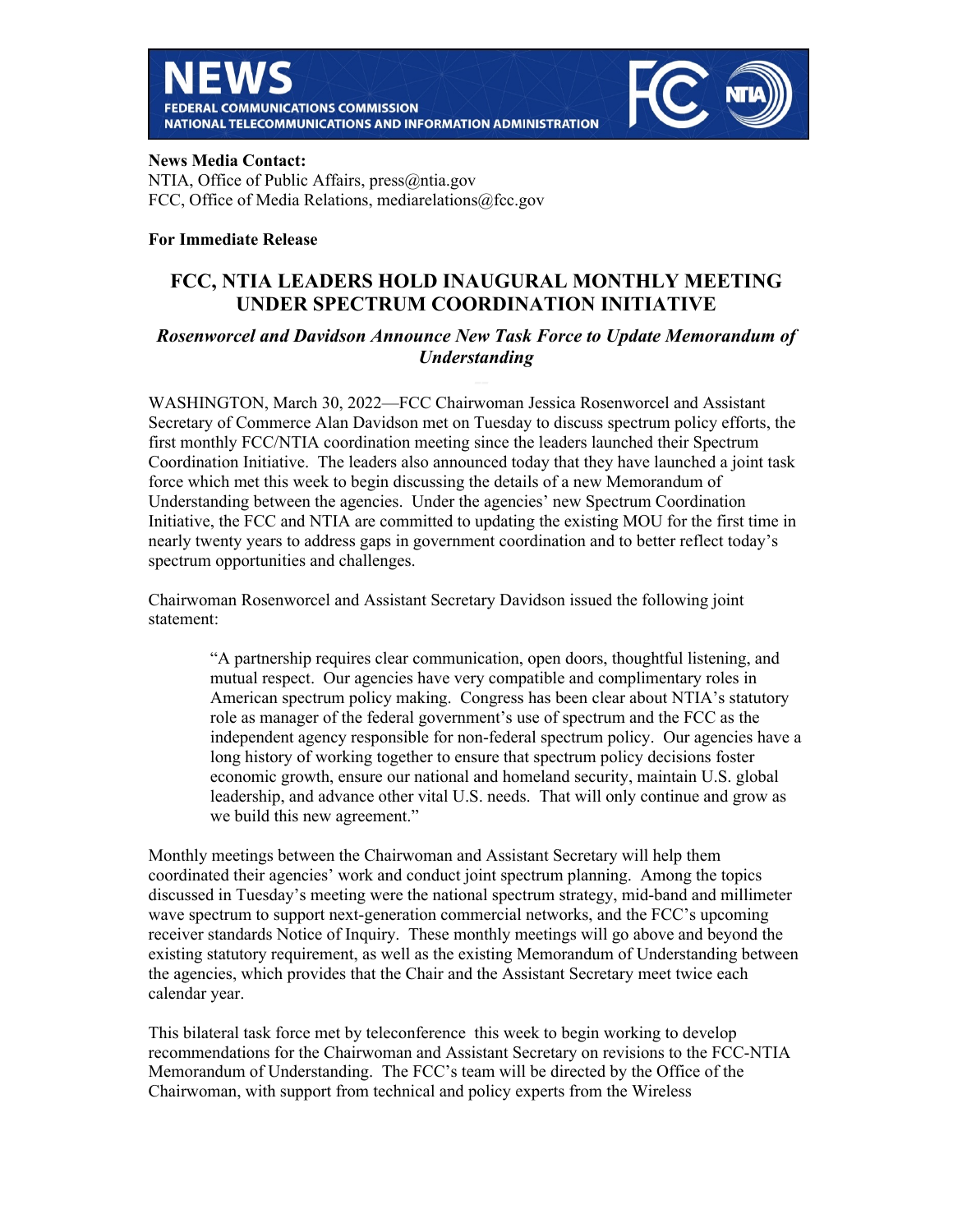# NEWS

**FEDERAL COMMUNICATIONS COMMISSION**
**NATIONAL TELECOMMUNICATIONS AND INFORMATION ADMINISTRATION**

**News Media Contact:**
NTIA, Office of Public Affairs, press@ntia.gov
FCC, Office of Media Relations, mediarelations@fcc.gov

**For Immediate Release**

## FCC, NTIA LEADERS HOLD INAUGURAL MONTHLY MEETING UNDER SPECTRUM COORDINATION INITIATIVE

### *Rosenworcel and Davidson Announce New Task Force to Update Memorandum of Understanding*

WASHINGTON, March 30, 2022—FCC Chairwoman Jessica Rosenworcel and Assistant Secretary of Commerce Alan Davidson met on Tuesday to discuss spectrum policy efforts, the first monthly FCC/NTIA coordination meeting since the leaders launched their Spectrum Coordination Initiative. The leaders also announced today that they have launched a joint task force which met this week to begin discussing the details of a new Memorandum of Understanding between the agencies. Under the agencies' new Spectrum Coordination Initiative, the FCC and NTIA are committed to updating the existing MOU for the first time in nearly twenty years to address gaps in government coordination and to better reflect today's spectrum opportunities and challenges.

Chairwoman Rosenworcel and Assistant Secretary Davidson issued the following joint statement:

> "A partnership requires clear communication, open doors, thoughtful listening, and mutual respect. Our agencies have very compatible and complimentary roles in American spectrum policy making. Congress has been clear about NTIA's statutory role as manager of the federal government's use of spectrum and the FCC as the independent agency responsible for non-federal spectrum policy. Our agencies have a long history of working together to ensure that spectrum policy decisions foster economic growth, ensure our national and homeland security, maintain U.S. global leadership, and advance other vital U.S. needs. That will only continue and grow as we build this new agreement."

Monthly meetings between the Chairwoman and Assistant Secretary will help them coordinated their agencies' work and conduct joint spectrum planning. Among the topics discussed in Tuesday's meeting were the national spectrum strategy, mid-band and millimeter wave spectrum to support next-generation commercial networks, and the FCC's upcoming receiver standards Notice of Inquiry. These monthly meetings will go above and beyond the existing statutory requirement, as well as the existing Memorandum of Understanding between the agencies, which provides that the Chair and the Assistant Secretary meet twice each calendar year.

This bilateral task force met by teleconference this week to begin working to develop recommendations for the Chairwoman and Assistant Secretary on revisions to the FCC-NTIA Memorandum of Understanding. The FCC's team will be directed by the Office of the Chairwoman, with support from technical and policy experts from the Wireless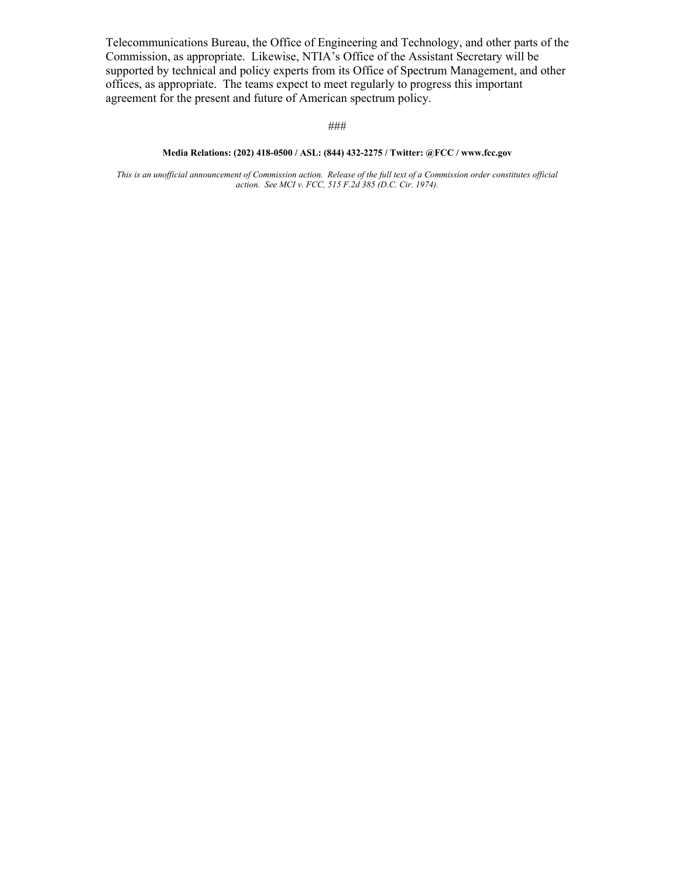Telecommunications Bureau, the Office of Engineering and Technology, and other parts of the Commission, as appropriate. Likewise, NTIA's Office of the Assistant Secretary will be supported by technical and policy experts from its Office of Spectrum Management, and other offices, as appropriate. The teams expect to meet regularly to progress this important agreement for the present and future of American spectrum policy.

###

**Media Relations: (202) 418-0500 / ASL: (844) 432-2275 / Twitter: @FCC / www.fcc.gov**

*This is an unofficial announcement of Commission action. Release of the full text of a Commission order constitutes official action. See MCI v. FCC, 515 F.2d 385 (D.C. Cir. 1974).*